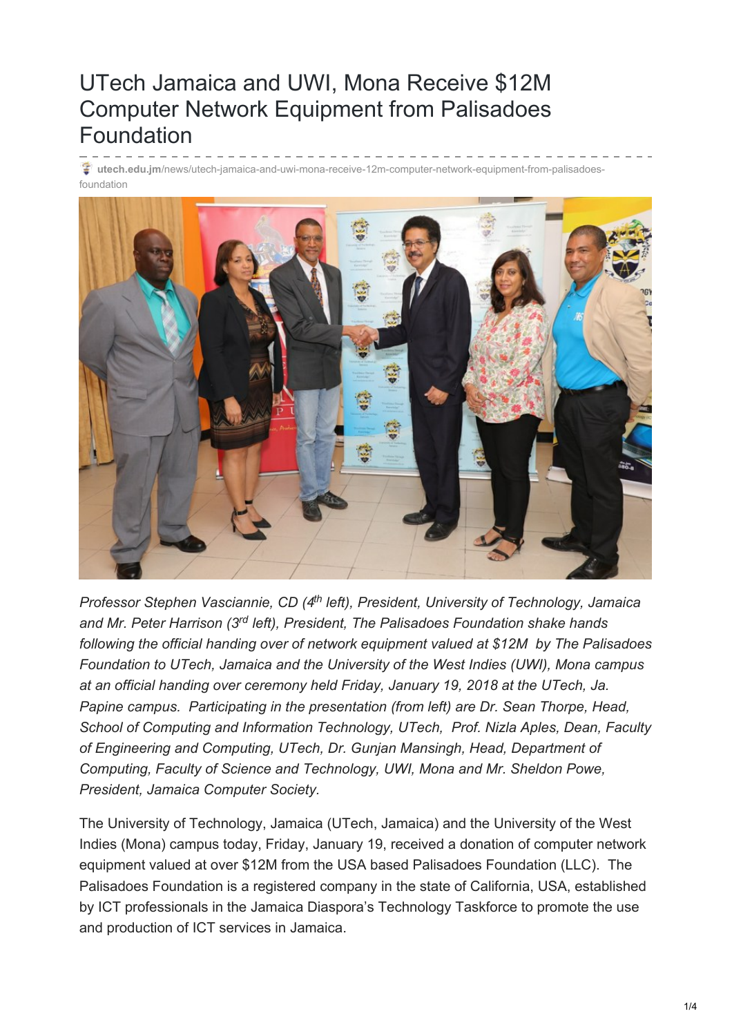# UTech Jamaica and UWI, Mona Receive $12M Computer Network Equipment from Palisadoes Foundation

utech.edu.jm/news/utech-jamaica-and-uwi-mona-receive-12m-computer-network-equipment-from-palisadoes-foundation

*Professor Stephen Vasciannie, CD (4th left), President, University of Technology, Jamaica and Mr. Peter Harrison (3rd left), President, The Palisadoes Foundation shake hands following the official handing over of network equipment valued at $12M by The Palisadoes Foundation to UTech, Jamaica and the University of the West Indies (UWI), Mona campus at an official handing over ceremony held Friday, January 19, 2018 at the UTech, Ja. Papine campus. Participating in the presentation (from left) are Dr. Sean Thorpe, Head, School of Computing and Information Technology, UTech, Prof. Nizla Aples, Dean, Faculty of Engineering and Computing, UTech, Dr. Gunjan Mansingh, Head, Department of Computing, Faculty of Science and Technology, UWI, Mona and Mr. Sheldon Powe, President, Jamaica Computer Society.*

The University of Technology, Jamaica (UTech, Jamaica) and the University of the West Indies (Mona) campus today, Friday, January 19, received a donation of computer network equipment valued at over $12M from the USA based Palisadoes Foundation (LLC). The Palisadoes Foundation is a registered company in the state of California, USA, established by ICT professionals in the Jamaica Diaspora's Technology Taskforce to promote the use and production of ICT services in Jamaica.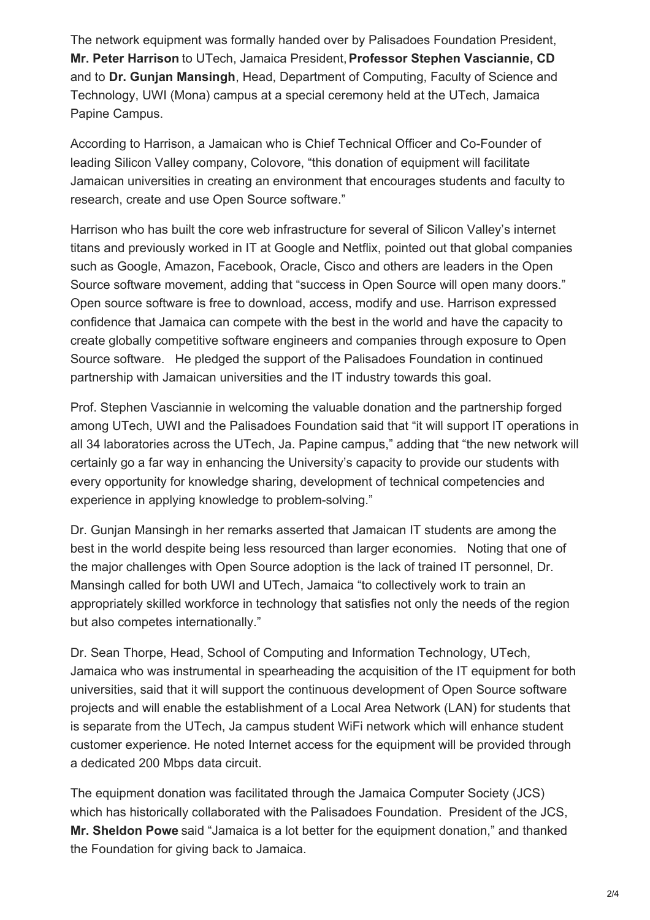The network equipment was formally handed over by Palisadoes Foundation President, **Mr. Peter Harrison** to UTech, Jamaica President, **Professor Stephen Vasciannie, CD** and to **Dr. Gunjan Mansingh**, Head, Department of Computing, Faculty of Science and Technology, UWI (Mona) campus at a special ceremony held at the UTech, Jamaica Papine Campus.

According to Harrison, a Jamaican who is Chief Technical Officer and Co-Founder of leading Silicon Valley company, Colovore, "this donation of equipment will facilitate Jamaican universities in creating an environment that encourages students and faculty to research, create and use Open Source software."

Harrison who has built the core web infrastructure for several of Silicon Valley's internet titans and previously worked in IT at Google and Netflix, pointed out that global companies such as Google, Amazon, Facebook, Oracle, Cisco and others are leaders in the Open Source software movement, adding that "success in Open Source will open many doors." Open source software is free to download, access, modify and use. Harrison expressed confidence that Jamaica can compete with the best in the world and have the capacity to create globally competitive software engineers and companies through exposure to Open Source software. He pledged the support of the Palisadoes Foundation in continued partnership with Jamaican universities and the IT industry towards this goal.

Prof. Stephen Vasciannie in welcoming the valuable donation and the partnership forged among UTech, UWI and the Palisadoes Foundation said that "it will support IT operations in all 34 laboratories across the UTech, Ja. Papine campus," adding that "the new network will certainly go a far way in enhancing the University's capacity to provide our students with every opportunity for knowledge sharing, development of technical competencies and experience in applying knowledge to problem-solving."

Dr. Gunjan Mansingh in her remarks asserted that Jamaican IT students are among the best in the world despite being less resourced than larger economies. Noting that one of the major challenges with Open Source adoption is the lack of trained IT personnel, Dr. Mansingh called for both UWI and UTech, Jamaica "to collectively work to train an appropriately skilled workforce in technology that satisfies not only the needs of the region but also competes internationally."

Dr. Sean Thorpe, Head, School of Computing and Information Technology, UTech, Jamaica who was instrumental in spearheading the acquisition of the IT equipment for both universities, said that it will support the continuous development of Open Source software projects and will enable the establishment of a Local Area Network (LAN) for students that is separate from the UTech, Ja campus student WiFi network which will enhance student customer experience. He noted Internet access for the equipment will be provided through a dedicated 200 Mbps data circuit.

The equipment donation was facilitated through the Jamaica Computer Society (JCS) which has historically collaborated with the Palisadoes Foundation. President of the JCS, **Mr. Sheldon Powe** said "Jamaica is a lot better for the equipment donation," and thanked the Foundation for giving back to Jamaica.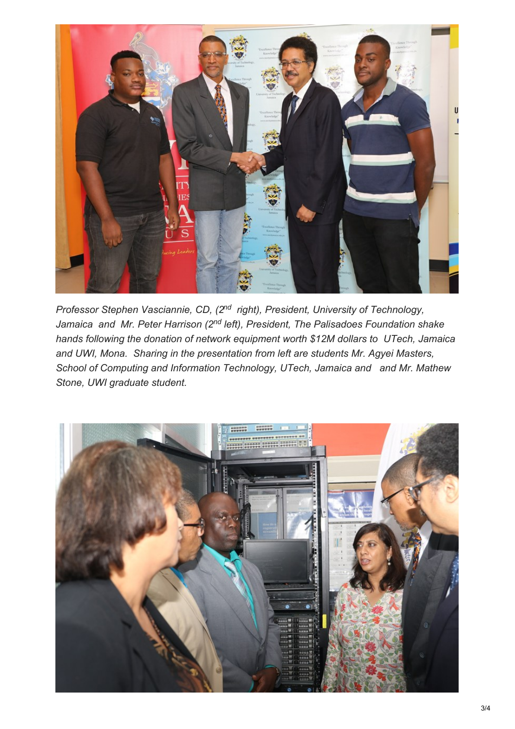*Professor Stephen Vasciannie, CD, (2nd right), President, University of Technology, Jamaica and Mr. Peter Harrison (2nd left), President, The Palisadoes Foundation shake hands following the donation of network equipment worth $12M dollars to UTech, Jamaica and UWI, Mona. Sharing in the presentation from left are students Mr. Agyei Masters, School of Computing and Information Technology, UTech, Jamaica and and Mr. Mathew Stone, UWI graduate student.*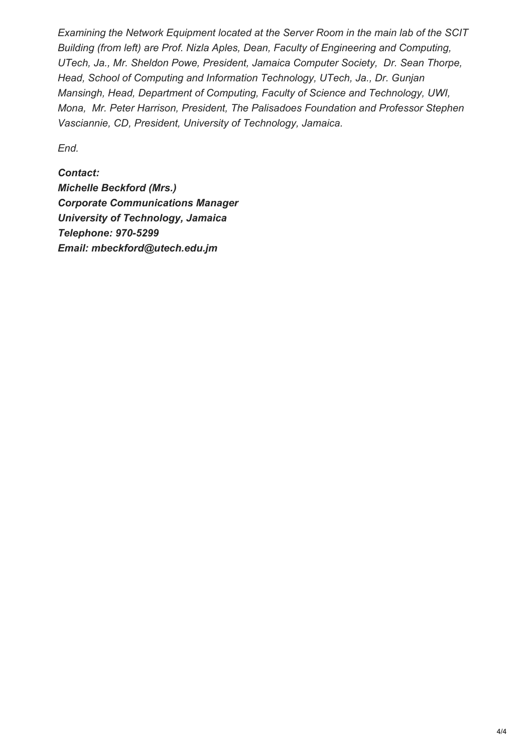*Examining the Network Equipment located at the Server Room in the main lab of the SCIT Building (from left) are Prof. Nizla Aples, Dean, Faculty of Engineering and Computing, UTech, Ja., Mr. Sheldon Powe, President, Jamaica Computer Society, Dr. Sean Thorpe, Head, School of Computing and Information Technology, UTech, Ja., Dr. Gunjan Mansingh, Head, Department of Computing, Faculty of Science and Technology, UWI, Mona, Mr. Peter Harrison, President, The Palisadoes Foundation and Professor Stephen Vasciannie, CD, President, University of Technology, Jamaica.*

*End.*

***Contact:***
***Michelle Beckford (Mrs.)***
***Corporate Communications Manager***
***University of Technology, Jamaica***
***Telephone: 970-5299***
***Email: mbeckford@utech.edu.jm***